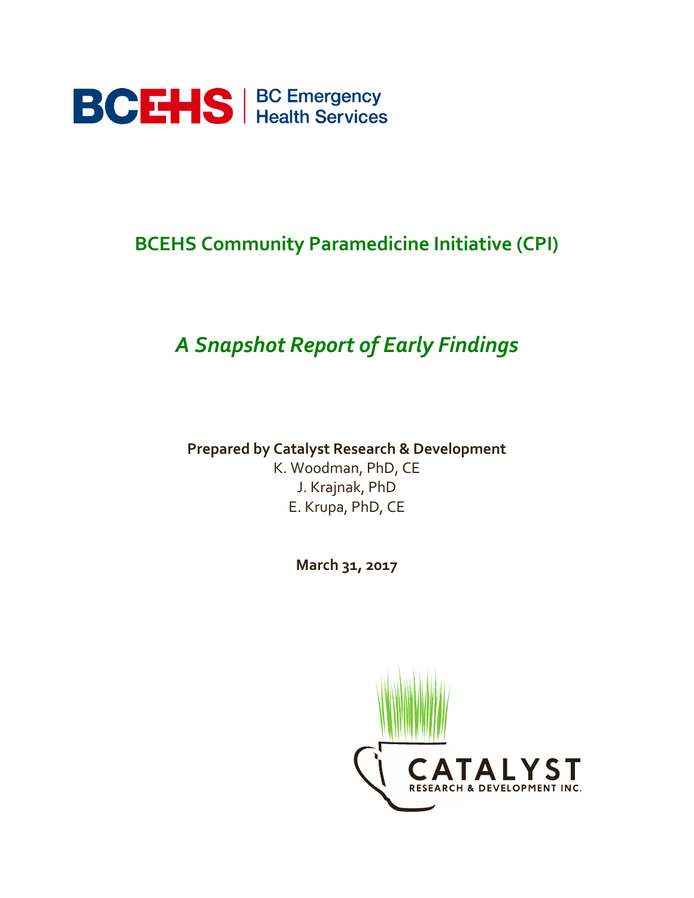BCEHS | BC Emergency Health Services

# BCEHS Community Paramedicine Initiative (CPI)

## *A Snapshot Report of Early Findings*

**Prepared by Catalyst Research & Development**
K. Woodman, PhD, CE
J. Krajnak, PhD
E. Krupa, PhD, CE

**March 31, 2017**

CATALYST
RESEARCH & DEVELOPMENT INC.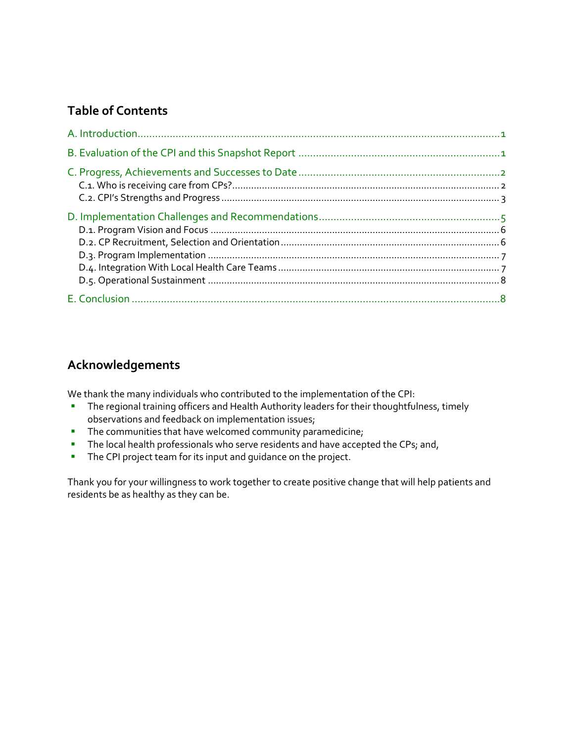## Table of Contents

A. Introduction........................................................................................................................1

B. Evaluation of the CPI and this Snapshot Report ....................................................................1

C. Progress, Achievements and Successes to Date ....................................................................2

- C.1. Who is receiving care from CPs?..................................................................................2
- C.2. CPI's Strengths and Progress ......................................................................................3

D. Implementation Challenges and Recommendations.............................................................5

- D.1. Program Vision and Focus ..........................................................................................6
- D.2. CP Recruitment, Selection and Orientation.................................................................6
- D.3. Program Implementation ...........................................................................................7
- D.4. Integration With Local Health Care Teams ..................................................................7
- D.5. Operational Sustainment ...........................................................................................8

E. Conclusion ...........................................................................................................................8

## Acknowledgements

We thank the many individuals who contributed to the implementation of the CPI:

- The regional training officers and Health Authority leaders for their thoughtfulness, timely observations and feedback on implementation issues;
- The communities that have welcomed community paramedicine;
- The local health professionals who serve residents and have accepted the CPs; and,
- The CPI project team for its input and guidance on the project.

Thank you for your willingness to work together to create positive change that will help patients and residents be as healthy as they can be.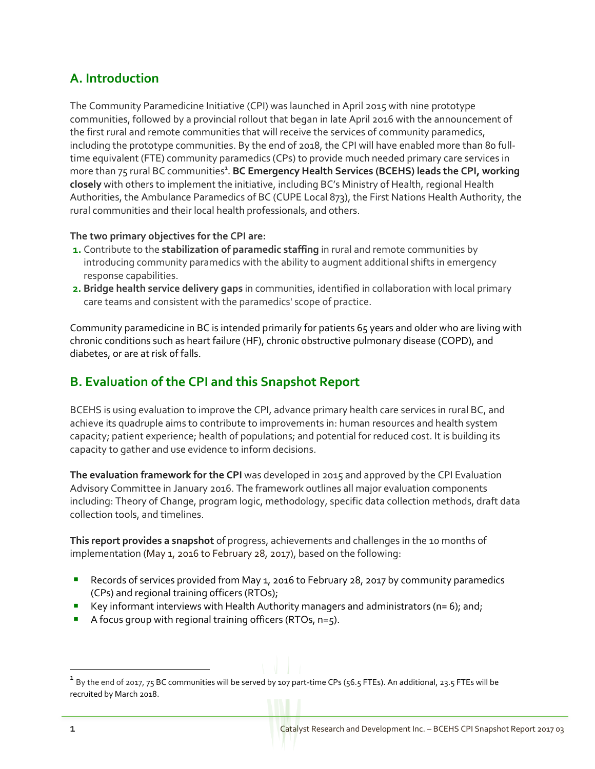## A. Introduction

The Community Paramedicine Initiative (CPI) was launched in April 2015 with nine prototype communities, followed by a provincial rollout that began in late April 2016 with the announcement of the first rural and remote communities that will receive the services of community paramedics, including the prototype communities. By the end of 2018, the CPI will have enabled more than 80 full-time equivalent (FTE) community paramedics (CPs) to provide much needed primary care services in more than 75 rural BC communities[1]. **BC Emergency Health Services (BCEHS) leads the CPI, working closely** with others to implement the initiative, including BC's Ministry of Health, regional Health Authorities, the Ambulance Paramedics of BC (CUPE Local 873), the First Nations Health Authority, the rural communities and their local health professionals, and others.

**The two primary objectives for the CPI are:**

1. Contribute to the **stabilization of paramedic staffing** in rural and remote communities by introducing community paramedics with the ability to augment additional shifts in emergency response capabilities.
2. **Bridge health service delivery gaps** in communities, identified in collaboration with local primary care teams and consistent with the paramedics' scope of practice.

Community paramedicine in BC is intended primarily for patients 65 years and older who are living with chronic conditions such as heart failure (HF), chronic obstructive pulmonary disease (COPD), and diabetes, or are at risk of falls.

## B. Evaluation of the CPI and this Snapshot Report

BCEHS is using evaluation to improve the CPI, advance primary health care services in rural BC, and achieve its quadruple aims to contribute to improvements in: human resources and health system capacity; patient experience; health of populations; and potential for reduced cost. It is building its capacity to gather and use evidence to inform decisions.

**The evaluation framework for the CPI** was developed in 2015 and approved by the CPI Evaluation Advisory Committee in January 2016. The framework outlines all major evaluation components including: Theory of Change, program logic, methodology, specific data collection methods, draft data collection tools, and timelines.

**This report provides a snapshot** of progress, achievements and challenges in the 10 months of implementation (May 1, 2016 to February 28, 2017), based on the following:

- Records of services provided from May 1, 2016 to February 28, 2017 by community paramedics (CPs) and regional training officers (RTOs);
- Key informant interviews with Health Authority managers and administrators (n= 6); and;
- A focus group with regional training officers (RTOs, n=5).

---

[1] By the end of 2017, 75 BC communities will be served by 107 part-time CPs (56.5 FTEs). An additional, 23.5 FTEs will be recruited by March 2018.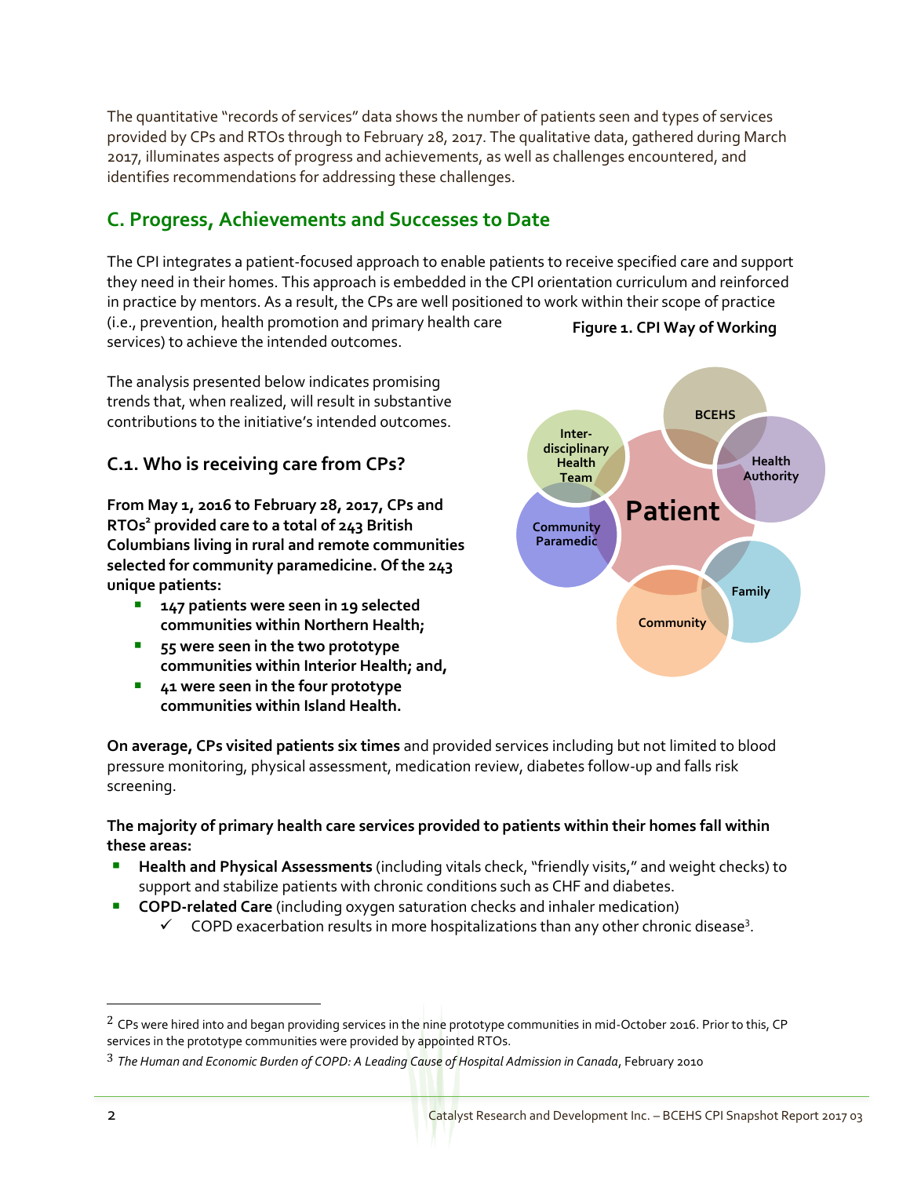The quantitative "records of services" data shows the number of patients seen and types of services provided by CPs and RTOs through to February 28, 2017. The qualitative data, gathered during March 2017, illuminates aspects of progress and achievements, as well as challenges encountered, and identifies recommendations for addressing these challenges.

## C. Progress, Achievements and Successes to Date

The CPI integrates a patient-focused approach to enable patients to receive specified care and support they need in their homes. This approach is embedded in the CPI orientation curriculum and reinforced in practice by mentors. As a result, the CPs are well positioned to work within their scope of practice (i.e., prevention, health promotion and primary health care services) to achieve the intended outcomes.

The analysis presented below indicates promising trends that, when realized, will result in substantive contributions to the initiative's intended outcomes.

**Figure 1. CPI Way of Working**

### C.1. Who is receiving care from CPs?

**From May 1, 2016 to February 28, 2017, CPs and RTOs[2] provided care to a total of 243 British Columbians living in rural and remote communities selected for community paramedicine. Of the 243 unique patients:**

- **147 patients were seen in 19 selected communities within Northern Health;**
- **55 were seen in the two prototype communities within Interior Health; and,**
- **41 were seen in the four prototype communities within Island Health.**

**On average, CPs visited patients six times** and provided services including but not limited to blood pressure monitoring, physical assessment, medication review, diabetes follow-up and falls risk screening.

**The majority of primary health care services provided to patients within their homes fall within these areas:**

- **Health and Physical Assessments** (including vitals check, "friendly visits," and weight checks) to support and stabilize patients with chronic conditions such as CHF and diabetes.
- **COPD-related Care** (including oxygen saturation checks and inhaler medication)
  - ✓ COPD exacerbation results in more hospitalizations than any other chronic disease[3].

---

[2] CPs were hired into and began providing services in the nine prototype communities in mid-October 2016. Prior to this, CP services in the prototype communities were provided by appointed RTOs.

[3] *The Human and Economic Burden of COPD: A Leading Cause of Hospital Admission in Canada*, February 2010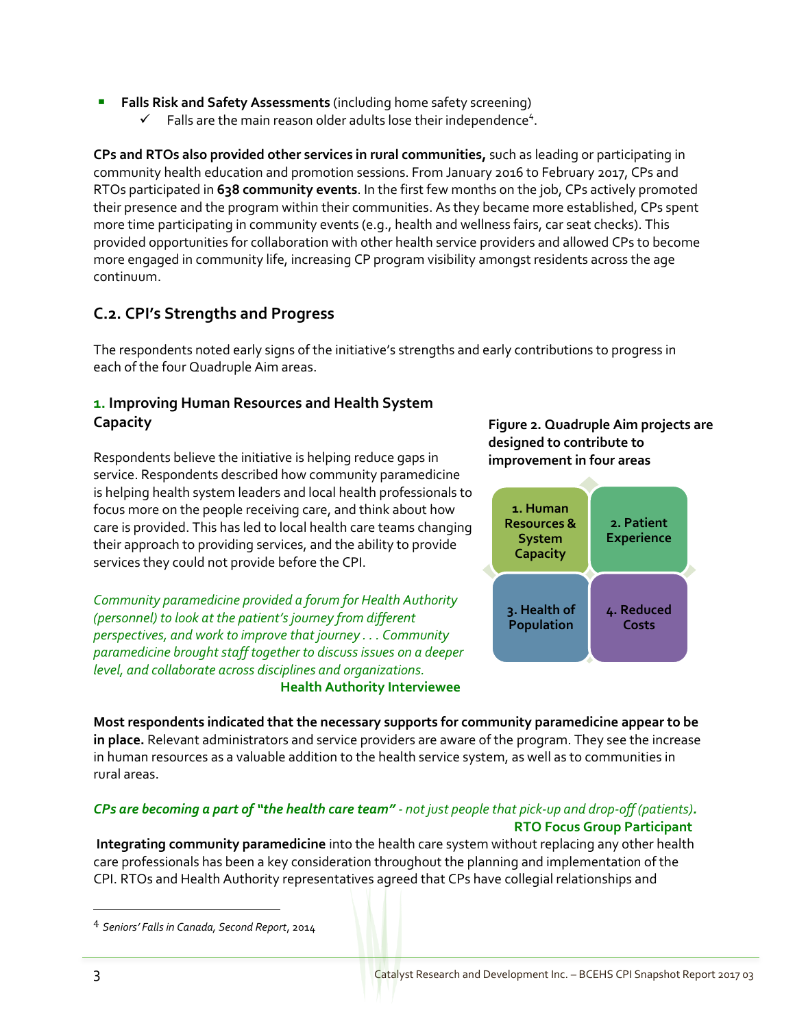- **Falls Risk and Safety Assessments** (including home safety screening)
  - ✓ Falls are the main reason older adults lose their independence[4].

**CPs and RTOs also provided other services in rural communities,** such as leading or participating in community health education and promotion sessions. From January 2016 to February 2017, CPs and RTOs participated in **638 community events**. In the first few months on the job, CPs actively promoted their presence and the program within their communities. As they became more established, CPs spent more time participating in community events (e.g., health and wellness fairs, car seat checks). This provided opportunities for collaboration with other health service providers and allowed CPs to become more engaged in community life, increasing CP program visibility amongst residents across the age continuum.

## C.2. CPI's Strengths and Progress

The respondents noted early signs of the initiative's strengths and early contributions to progress in each of the four Quadruple Aim areas.

### 1. Improving Human Resources and Health System Capacity

Respondents believe the initiative is helping reduce gaps in service. Respondents described how community paramedicine is helping health system leaders and local health professionals to focus more on the people receiving care, and think about how care is provided. This has led to local health care teams changing their approach to providing services, and the ability to provide services they could not provide before the CPI.

*Community paramedicine provided a forum for Health Authority (personnel) to look at the patient's journey from different perspectives, and work to improve that journey . . . Community paramedicine brought staff together to discuss issues on a deeper level, and collaborate across disciplines and organizations.*
**Health Authority Interviewee**

**Figure 2. Quadruple Aim projects are designed to contribute to improvement in four areas**

| 1. Human Resources & System Capacity | 2. Patient Experience |
| --- | --- |
| 3. Health of Population | 4. Reduced Costs |

**Most respondents indicated that the necessary supports for community paramedicine appear to be in place.** Relevant administrators and service providers are aware of the program. They see the increase in human resources as a valuable addition to the health service system, as well as to communities in rural areas.

***CPs are becoming a part of "the health care team"*** *- not just people that pick-up and drop-off (patients).*
**RTO Focus Group Participant**

**Integrating community paramedicine** into the health care system without replacing any other health care professionals has been a key consideration throughout the planning and implementation of the CPI. RTOs and Health Authority representatives agreed that CPs have collegial relationships and

[4] *Seniors' Falls in Canada, Second Report*, 2014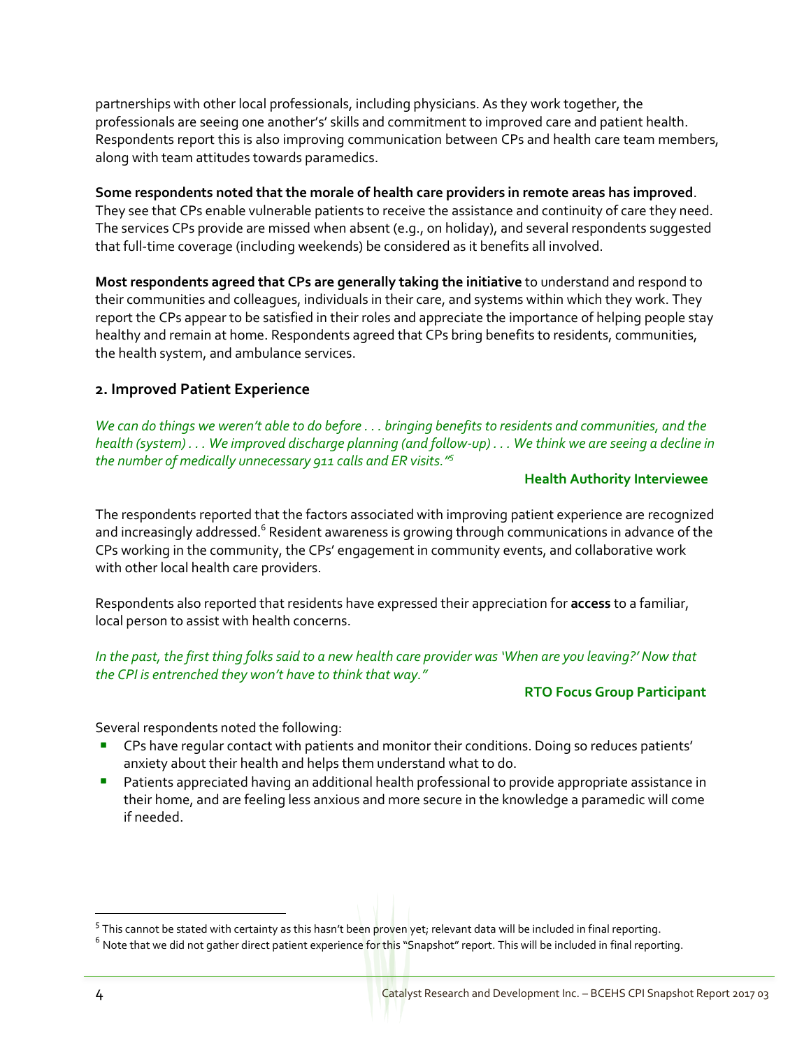partnerships with other local professionals, including physicians. As they work together, the professionals are seeing one another's' skills and commitment to improved care and patient health. Respondents report this is also improving communication between CPs and health care team members, along with team attitudes towards paramedics.

**Some respondents noted that the morale of health care providers in remote areas has improved**. They see that CPs enable vulnerable patients to receive the assistance and continuity of care they need. The services CPs provide are missed when absent (e.g., on holiday), and several respondents suggested that full-time coverage (including weekends) be considered as it benefits all involved.

**Most respondents agreed that CPs are generally taking the initiative** to understand and respond to their communities and colleagues, individuals in their care, and systems within which they work. They report the CPs appear to be satisfied in their roles and appreciate the importance of helping people stay healthy and remain at home. Respondents agreed that CPs bring benefits to residents, communities, the health system, and ambulance services.

### 2. Improved Patient Experience

*We can do things we weren't able to do before . . . bringing benefits to residents and communities, and the health (system) . . . We improved discharge planning (and follow-up) . . . We think we are seeing a decline in the number of medically unnecessary 911 calls and ER visits."*[5]

**Health Authority Interviewee**

The respondents reported that the factors associated with improving patient experience are recognized and increasingly addressed.[6] Resident awareness is growing through communications in advance of the CPs working in the community, the CPs' engagement in community events, and collaborative work with other local health care providers.

Respondents also reported that residents have expressed their appreciation for **access** to a familiar, local person to assist with health concerns.

*In the past, the first thing folks said to a new health care provider was 'When are you leaving?' Now that the CPI is entrenched they won't have to think that way."*

**RTO Focus Group Participant**

Several respondents noted the following:

- CPs have regular contact with patients and monitor their conditions. Doing so reduces patients' anxiety about their health and helps them understand what to do.
- Patients appreciated having an additional health professional to provide appropriate assistance in their home, and are feeling less anxious and more secure in the knowledge a paramedic will come if needed.

---

[5] This cannot be stated with certainty as this hasn't been proven yet; relevant data will be included in final reporting.

[6] Note that we did not gather direct patient experience for this "Snapshot" report. This will be included in final reporting.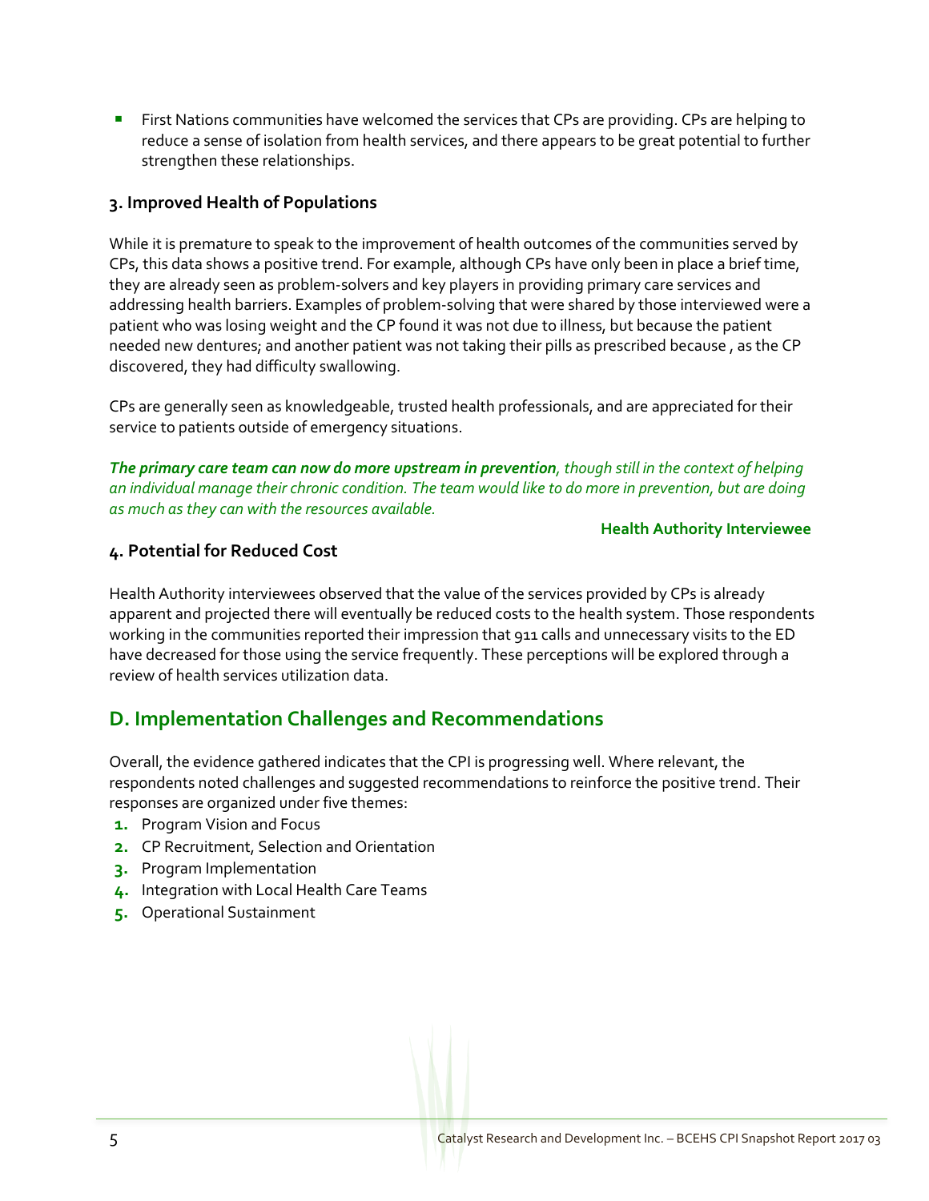- First Nations communities have welcomed the services that CPs are providing. CPs are helping to reduce a sense of isolation from health services, and there appears to be great potential to further strengthen these relationships.

### 3. Improved Health of Populations

While it is premature to speak to the improvement of health outcomes of the communities served by CPs, this data shows a positive trend. For example, although CPs have only been in place a brief time, they are already seen as problem-solvers and key players in providing primary care services and addressing health barriers. Examples of problem-solving that were shared by those interviewed were a patient who was losing weight and the CP found it was not due to illness, but because the patient needed new dentures; and another patient was not taking their pills as prescribed because , as the CP discovered, they had difficulty swallowing.

CPs are generally seen as knowledgeable, trusted health professionals, and are appreciated for their service to patients outside of emergency situations.

> ***The primary care team can now do more upstream in prevention**, though still in the context of helping an individual manage their chronic condition. The team would like to do more in prevention, but are doing as much as they can with the resources available.*
>
> **Health Authority Interviewee**

### 4. Potential for Reduced Cost

Health Authority interviewees observed that the value of the services provided by CPs is already apparent and projected there will eventually be reduced costs to the health system. Those respondents working in the communities reported their impression that 911 calls and unnecessary visits to the ED have decreased for those using the service frequently. These perceptions will be explored through a review of health services utilization data.

## D. Implementation Challenges and Recommendations

Overall, the evidence gathered indicates that the CPI is progressing well. Where relevant, the respondents noted challenges and suggested recommendations to reinforce the positive trend. Their responses are organized under five themes:

1. Program Vision and Focus
2. CP Recruitment, Selection and Orientation
3. Program Implementation
4. Integration with Local Health Care Teams
5. Operational Sustainment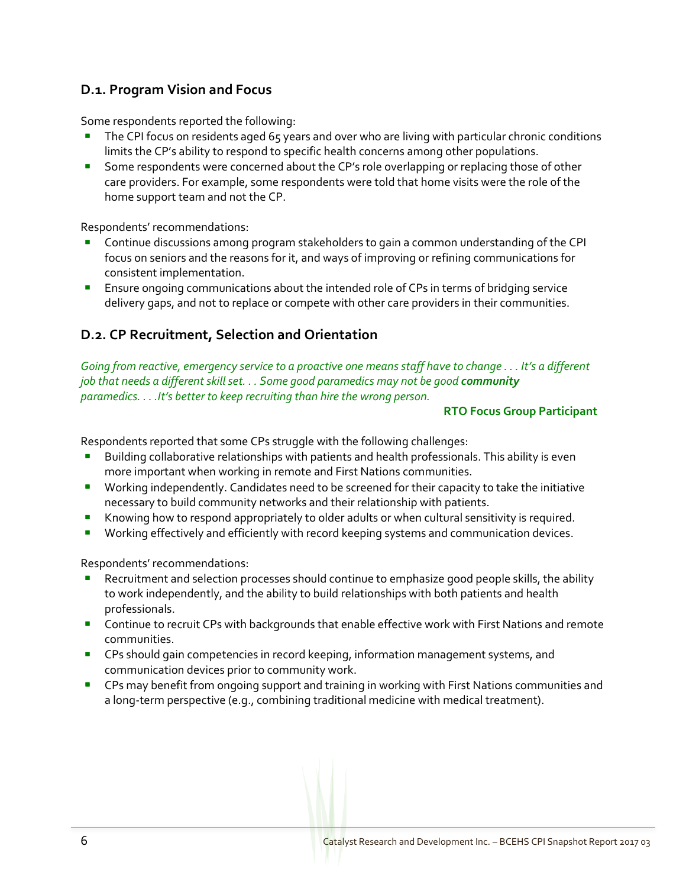## D.1. Program Vision and Focus

Some respondents reported the following:

- The CPI focus on residents aged 65 years and over who are living with particular chronic conditions limits the CP's ability to respond to specific health concerns among other populations.
- Some respondents were concerned about the CP's role overlapping or replacing those of other care providers. For example, some respondents were told that home visits were the role of the home support team and not the CP.

Respondents' recommendations:

- Continue discussions among program stakeholders to gain a common understanding of the CPI focus on seniors and the reasons for it, and ways of improving or refining communications for consistent implementation.
- Ensure ongoing communications about the intended role of CPs in terms of bridging service delivery gaps, and not to replace or compete with other care providers in their communities.

## D.2. CP Recruitment, Selection and Orientation

*Going from reactive, emergency service to a proactive one means staff have to change . . . It's a different job that needs a different skill set. . . Some good paramedics may not be good* ***community*** *paramedics. . . .It's better to keep recruiting than hire the wrong person.*

**RTO Focus Group Participant**

Respondents reported that some CPs struggle with the following challenges:

- Building collaborative relationships with patients and health professionals. This ability is even more important when working in remote and First Nations communities.
- Working independently. Candidates need to be screened for their capacity to take the initiative necessary to build community networks and their relationship with patients.
- Knowing how to respond appropriately to older adults or when cultural sensitivity is required.
- Working effectively and efficiently with record keeping systems and communication devices.

Respondents' recommendations:

- Recruitment and selection processes should continue to emphasize good people skills, the ability to work independently, and the ability to build relationships with both patients and health professionals.
- Continue to recruit CPs with backgrounds that enable effective work with First Nations and remote communities.
- CPs should gain competencies in record keeping, information management systems, and communication devices prior to community work.
- CPs may benefit from ongoing support and training in working with First Nations communities and a long-term perspective (e.g., combining traditional medicine with medical treatment).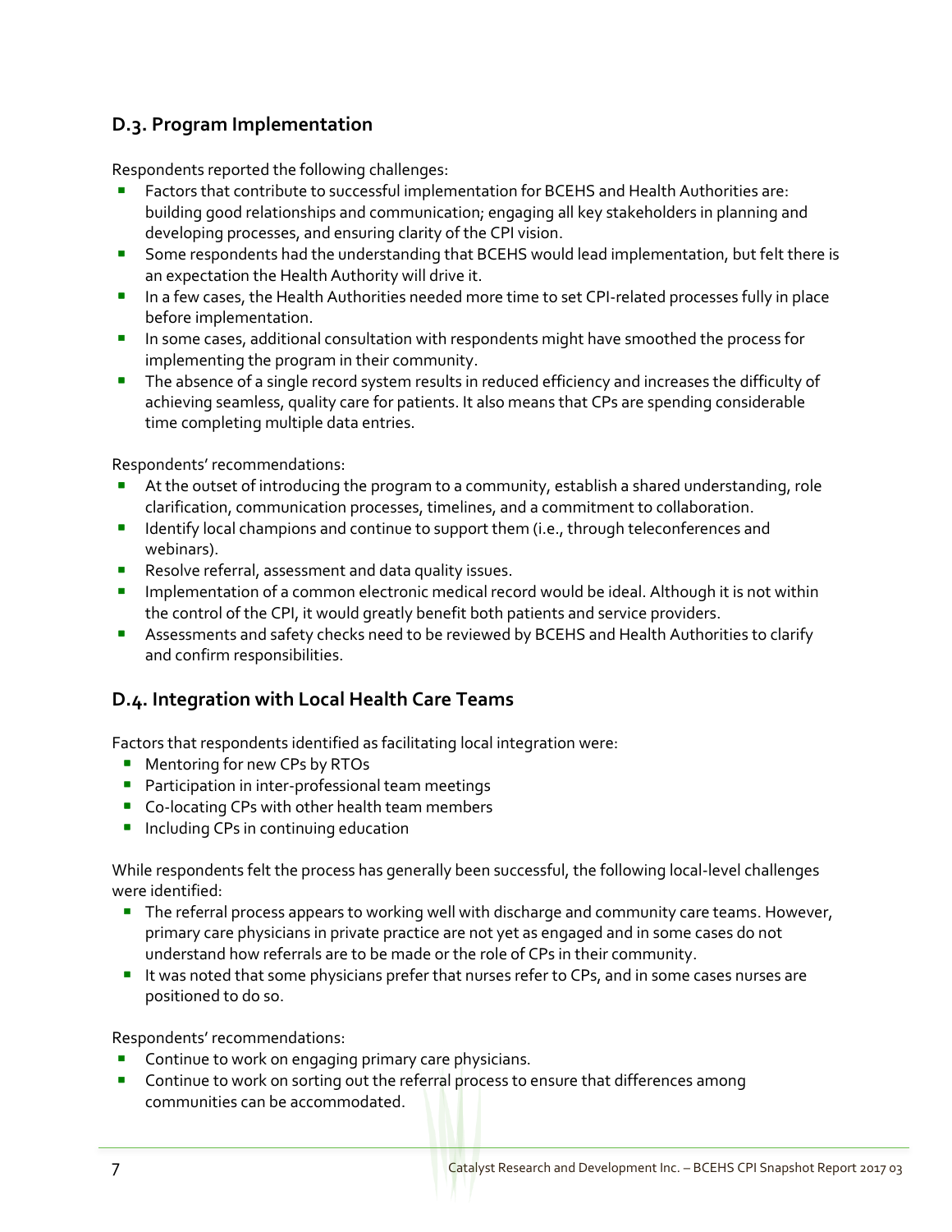## D.3. Program Implementation

Respondents reported the following challenges:

- Factors that contribute to successful implementation for BCEHS and Health Authorities are: building good relationships and communication; engaging all key stakeholders in planning and developing processes, and ensuring clarity of the CPI vision.
- Some respondents had the understanding that BCEHS would lead implementation, but felt there is an expectation the Health Authority will drive it.
- In a few cases, the Health Authorities needed more time to set CPI-related processes fully in place before implementation.
- In some cases, additional consultation with respondents might have smoothed the process for implementing the program in their community.
- The absence of a single record system results in reduced efficiency and increases the difficulty of achieving seamless, quality care for patients. It also means that CPs are spending considerable time completing multiple data entries.

Respondents' recommendations:

- At the outset of introducing the program to a community, establish a shared understanding, role clarification, communication processes, timelines, and a commitment to collaboration.
- Identify local champions and continue to support them (i.e., through teleconferences and webinars).
- Resolve referral, assessment and data quality issues.
- Implementation of a common electronic medical record would be ideal. Although it is not within the control of the CPI, it would greatly benefit both patients and service providers.
- Assessments and safety checks need to be reviewed by BCEHS and Health Authorities to clarify and confirm responsibilities.

## D.4. Integration with Local Health Care Teams

Factors that respondents identified as facilitating local integration were:

- Mentoring for new CPs by RTOs
- Participation in inter-professional team meetings
- Co-locating CPs with other health team members
- Including CPs in continuing education

While respondents felt the process has generally been successful, the following local-level challenges were identified:

- The referral process appears to working well with discharge and community care teams. However, primary care physicians in private practice are not yet as engaged and in some cases do not understand how referrals are to be made or the role of CPs in their community.
- It was noted that some physicians prefer that nurses refer to CPs, and in some cases nurses are positioned to do so.

Respondents' recommendations:

- Continue to work on engaging primary care physicians.
- Continue to work on sorting out the referral process to ensure that differences among communities can be accommodated.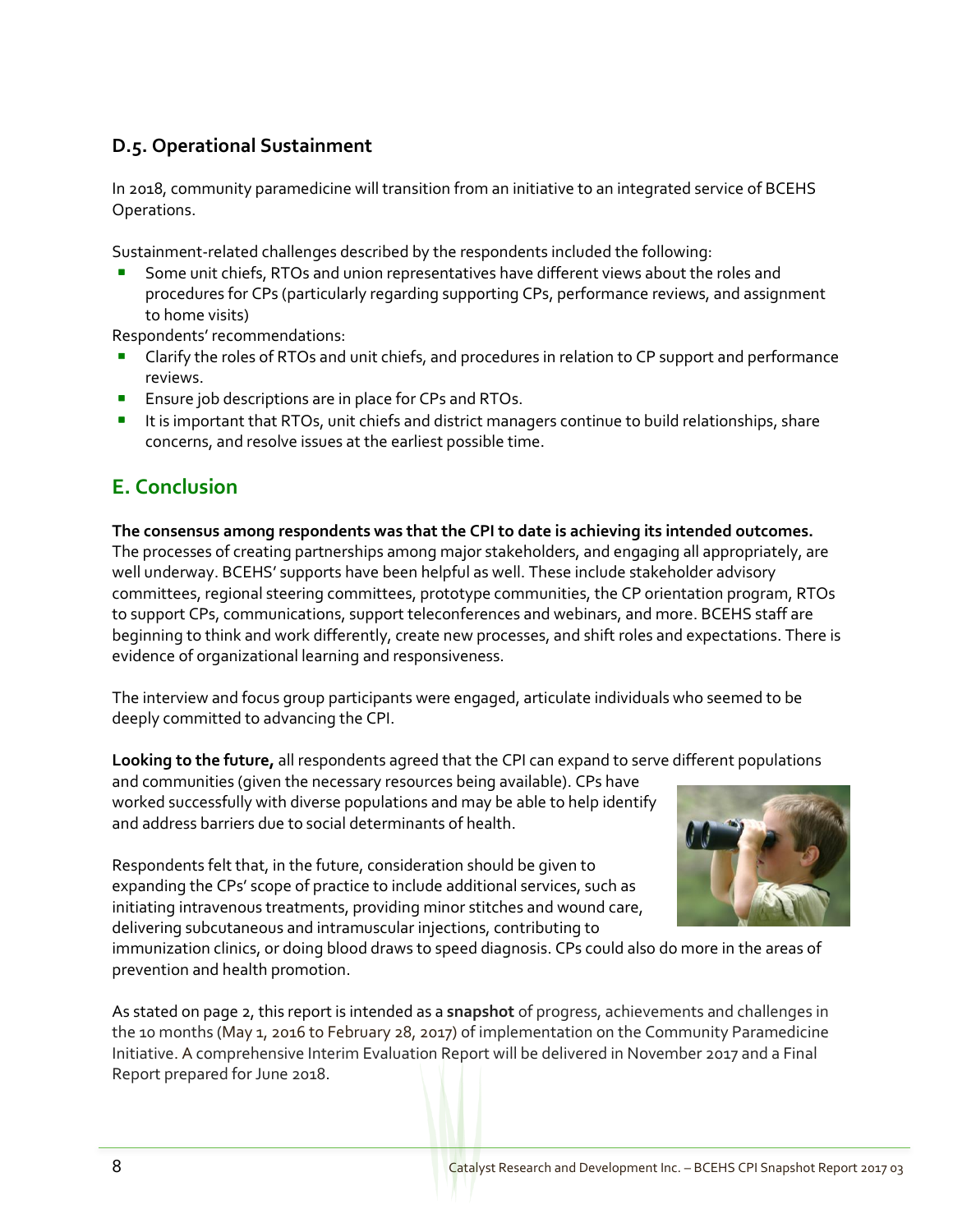### D.5. Operational Sustainment

In 2018, community paramedicine will transition from an initiative to an integrated service of BCEHS Operations.

Sustainment-related challenges described by the respondents included the following:

- Some unit chiefs, RTOs and union representatives have different views about the roles and procedures for CPs (particularly regarding supporting CPs, performance reviews, and assignment to home visits)

Respondents' recommendations:

- Clarify the roles of RTOs and unit chiefs, and procedures in relation to CP support and performance reviews.
- Ensure job descriptions are in place for CPs and RTOs.
- It is important that RTOs, unit chiefs and district managers continue to build relationships, share concerns, and resolve issues at the earliest possible time.

## E. Conclusion

**The consensus among respondents was that the CPI to date is achieving its intended outcomes.** The processes of creating partnerships among major stakeholders, and engaging all appropriately, are well underway. BCEHS' supports have been helpful as well. These include stakeholder advisory committees, regional steering committees, prototype communities, the CP orientation program, RTOs to support CPs, communications, support teleconferences and webinars, and more. BCEHS staff are beginning to think and work differently, create new processes, and shift roles and expectations. There is evidence of organizational learning and responsiveness.

The interview and focus group participants were engaged, articulate individuals who seemed to be deeply committed to advancing the CPI.

**Looking to the future,** all respondents agreed that the CPI can expand to serve different populations and communities (given the necessary resources being available). CPs have worked successfully with diverse populations and may be able to help identify and address barriers due to social determinants of health.

Respondents felt that, in the future, consideration should be given to expanding the CPs' scope of practice to include additional services, such as initiating intravenous treatments, providing minor stitches and wound care, delivering subcutaneous and intramuscular injections, contributing to immunization clinics, or doing blood draws to speed diagnosis. CPs could also do more in the areas of prevention and health promotion.

As stated on page 2, this report is intended as a **snapshot** of progress, achievements and challenges in the 10 months (May 1, 2016 to February 28, 2017) of implementation on the Community Paramedicine Initiative. A comprehensive Interim Evaluation Report will be delivered in November 2017 and a Final Report prepared for June 2018.